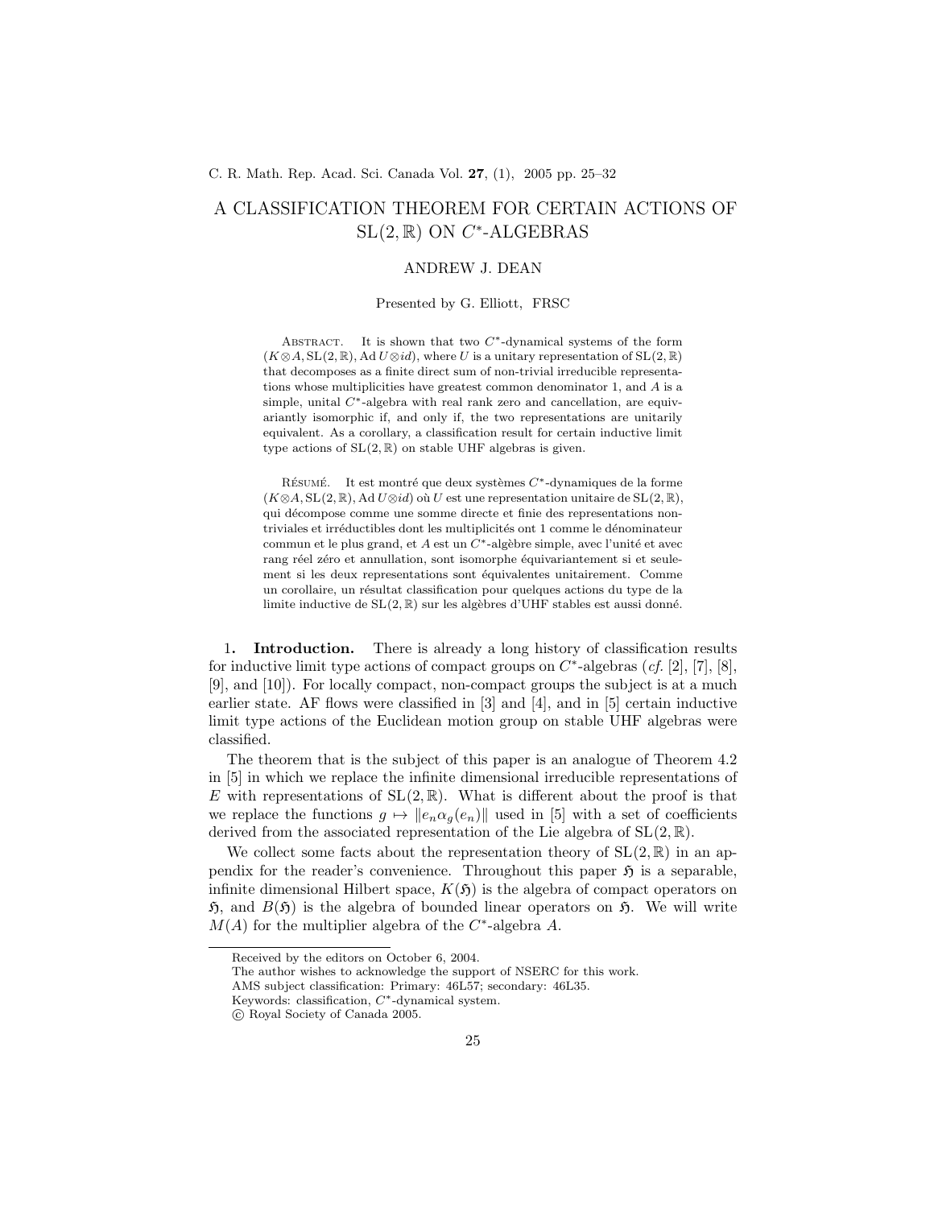# A CLASSIFICATION THEOREM FOR CERTAIN ACTIONS OF $\mathrm{SL}(2,\mathbb{R})$ ON $C^*$-ALGEBRAS

ANDREW J. DEAN

Presented by G. Elliott, FRSC

ABSTRACT. It is shown that two $C^*$-dynamical systems of the form $(K \otimes A, \mathrm{SL}(2,\mathbb{R}), \mathrm{Ad}\, U \otimes id)$, where $U$ is a unitary representation of $\mathrm{SL}(2,\mathbb{R})$ that decomposes as a finite direct sum of non-trivial irreducible representations whose multiplicities have greatest common denominator 1, and $A$ is a simple, unital $C^*$-algebra with real rank zero and cancellation, are equivariantly isomorphic if, and only if, the two representations are unitarily equivalent. As a corollary, a classification result for certain inductive limit type actions of $\mathrm{SL}(2,\mathbb{R})$ on stable UHF algebras is given.

RÉSUMÉ. It est montré que deux systèmes $C^*$-dynamiques de la forme $(K \otimes A, \mathrm{SL}(2,\mathbb{R}), \mathrm{Ad}\, U \otimes id)$ où $U$ est une representation unitaire de $\mathrm{SL}(2,\mathbb{R})$, qui décompose comme une somme directe et finie des representations non-triviales et irréductibles dont les multiplicités ont 1 comme le dénominateur commun et le plus grand, et $A$ est un $C^*$-algèbre simple, avec l'unité et avec rang réel zéro et annullation, sont isomorphe équivariantement si et seulement si les deux representations sont équivalentes unitairement. Comme un corollaire, un résultat classification pour quelques actions du type de la limite inductive de $\mathrm{SL}(2,\mathbb{R})$ sur les algèbres d'UHF stables est aussi donné.

**1. Introduction.** There is already a long history of classification results for inductive limit type actions of compact groups on $C^*$-algebras (*cf.* [2], [7], [8], [9], and [10]). For locally compact, non-compact groups the subject is at a much earlier state. AF flows were classified in [3] and [4], and in [5] certain inductive limit type actions of the Euclidean motion group on stable UHF algebras were classified.

The theorem that is the subject of this paper is an analogue of Theorem 4.2 in [5] in which we replace the infinite dimensional irreducible representations of $E$ with representations of $\mathrm{SL}(2,\mathbb{R})$. What is different about the proof is that we replace the functions $g \mapsto \|e_n \alpha_g(e_n)\|$ used in [5] with a set of coefficients derived from the associated representation of the Lie algebra of $\mathrm{SL}(2,\mathbb{R})$.

We collect some facts about the representation theory of $\mathrm{SL}(2,\mathbb{R})$ in an appendix for the reader's convenience. Throughout this paper $\mathfrak{H}$ is a separable, infinite dimensional Hilbert space, $K(\mathfrak{H})$ is the algebra of compact operators on $\mathfrak{H}$, and $B(\mathfrak{H})$ is the algebra of bounded linear operators on $\mathfrak{H}$. We will write $M(A)$ for the multiplier algebra of the $C^*$-algebra $A$.

---

Received by the editors on October 6, 2004.

The author wishes to acknowledge the support of NSERC for this work.

AMS subject classification: Primary: 46L57; secondary: 46L35.

Keywords: classification, $C^*$-dynamical system.

© Royal Society of Canada 2005.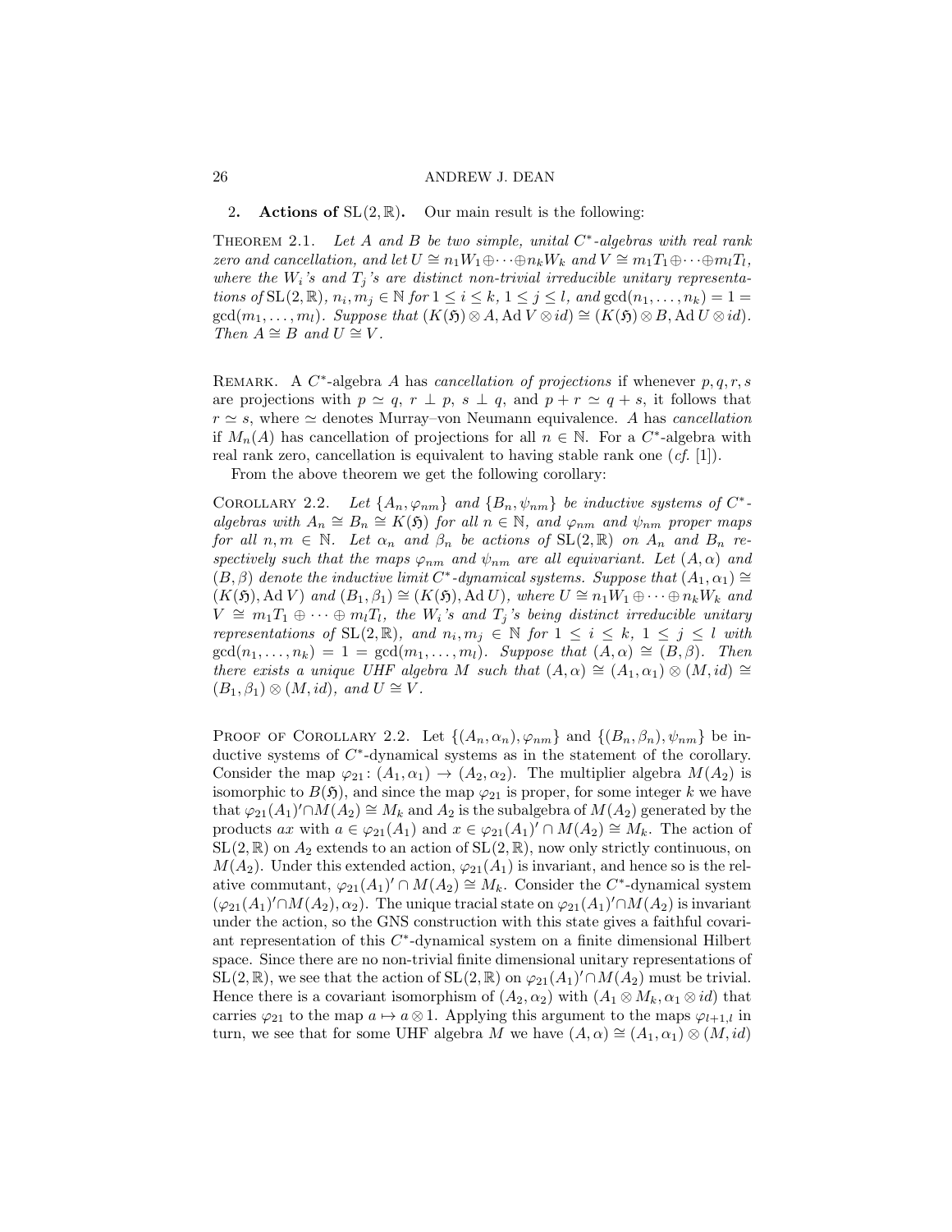## 2. Actions of $\mathrm{SL}(2,\mathbb{R})$.

Our main result is the following:

**Theorem 2.1.** *Let $A$ and $B$ be two simple, unital $C^*$-algebras with real rank zero and cancellation, and let $U \cong n_1 W_1 \oplus \cdots \oplus n_k W_k$ and $V \cong m_1 T_1 \oplus \cdots \oplus m_l T_l$, where the $W_i$'s and $T_j$'s are distinct non-trivial irreducible unitary representations of $\mathrm{SL}(2,\mathbb{R})$, $n_i, m_j \in \mathbb{N}$ for $1 \leq i \leq k$, $1 \leq j \leq l$, and $\gcd(n_1, \ldots, n_k) = 1 = \gcd(m_1, \ldots, m_l)$. Suppose that $(K(\mathfrak{H}) \otimes A, \operatorname{Ad} V \otimes id) \cong (K(\mathfrak{H}) \otimes B, \operatorname{Ad} U \otimes id)$. Then $A \cong B$ and $U \cong V$.*

Remark. A $C^*$-algebra $A$ has *cancellation of projections* if whenever $p, q, r, s$ are projections with $p \simeq q$, $r \perp p$, $s \perp q$, and $p + r \simeq q + s$, it follows that $r \simeq s$, where $\simeq$ denotes Murray–von Neumann equivalence. $A$ has *cancellation* if $M_n(A)$ has cancellation of projections for all $n \in \mathbb{N}$. For a $C^*$-algebra with real rank zero, cancellation is equivalent to having stable rank one (*cf.* [1]).

From the above theorem we get the following corollary:

**Corollary 2.2.** *Let $\{A_n, \varphi_{nm}\}$ and $\{B_n, \psi_{nm}\}$ be inductive systems of $C^*$-algebras with $A_n \cong B_n \cong K(\mathfrak{H})$ for all $n \in \mathbb{N}$, and $\varphi_{nm}$ and $\psi_{nm}$ proper maps for all $n, m \in \mathbb{N}$. Let $\alpha_n$ and $\beta_n$ be actions of $\mathrm{SL}(2,\mathbb{R})$ on $A_n$ and $B_n$ respectively such that the maps $\varphi_{nm}$ and $\psi_{nm}$ are all equivariant. Let $(A, \alpha)$ and $(B, \beta)$ denote the inductive limit $C^*$-dynamical systems. Suppose that $(A_1, \alpha_1) \cong (K(\mathfrak{H}), \operatorname{Ad} V)$ and $(B_1, \beta_1) \cong (K(\mathfrak{H}), \operatorname{Ad} U)$, where $U \cong n_1 W_1 \oplus \cdots \oplus n_k W_k$ and $V \cong m_1 T_1 \oplus \cdots \oplus m_l T_l$, the $W_i$'s and $T_j$'s being distinct irreducible unitary representations of $\mathrm{SL}(2,\mathbb{R})$, and $n_i, m_j \in \mathbb{N}$ for $1 \leq i \leq k$, $1 \leq j \leq l$ with $\gcd(n_1, \ldots, n_k) = 1 = \gcd(m_1, \ldots, m_l)$. Suppose that $(A, \alpha) \cong (B, \beta)$. Then there exists a unique UHF algebra $M$ such that $(A, \alpha) \cong (A_1, \alpha_1) \otimes (M, id) \cong (B_1, \beta_1) \otimes (M, id)$, and $U \cong V$.*

Proof of Corollary 2.2. Let $\{(A_n, \alpha_n), \varphi_{nm}\}$ and $\{(B_n, \beta_n), \psi_{nm}\}$ be inductive systems of $C^*$-dynamical systems as in the statement of the corollary. Consider the map $\varphi_{21} \colon (A_1, \alpha_1) \to (A_2, \alpha_2)$. The multiplier algebra $M(A_2)$ is isomorphic to $B(\mathfrak{H})$, and since the map $\varphi_{21}$ is proper, for some integer $k$ we have that $\varphi_{21}(A_1)' \cap M(A_2) \cong M_k$ and $A_2$ is the subalgebra of $M(A_2)$ generated by the products $ax$ with $a \in \varphi_{21}(A_1)$ and $x \in \varphi_{21}(A_1)' \cap M(A_2) \cong M_k$. The action of $\mathrm{SL}(2,\mathbb{R})$ on $A_2$ extends to an action of $\mathrm{SL}(2,\mathbb{R})$, now only strictly continuous, on $M(A_2)$. Under this extended action, $\varphi_{21}(A_1)$ is invariant, and hence so is the relative commutant, $\varphi_{21}(A_1)' \cap M(A_2) \cong M_k$. Consider the $C^*$-dynamical system $(\varphi_{21}(A_1)' \cap M(A_2), \alpha_2)$. The unique tracial state on $\varphi_{21}(A_1)' \cap M(A_2)$ is invariant under the action, so the GNS construction with this state gives a faithful covariant representation of this $C^*$-dynamical system on a finite dimensional Hilbert space. Since there are no non-trivial finite dimensional unitary representations of $\mathrm{SL}(2,\mathbb{R})$, we see that the action of $\mathrm{SL}(2,\mathbb{R})$ on $\varphi_{21}(A_1)' \cap M(A_2)$ must be trivial. Hence there is a covariant isomorphism of $(A_2, \alpha_2)$ with $(A_1 \otimes M_k, \alpha_1 \otimes id)$ that carries $\varphi_{21}$ to the map $a \mapsto a \otimes 1$. Applying this argument to the maps $\varphi_{l+1,l}$ in turn, we see that for some UHF algebra $M$ we have $(A, \alpha) \cong (A_1, \alpha_1) \otimes (M, id)$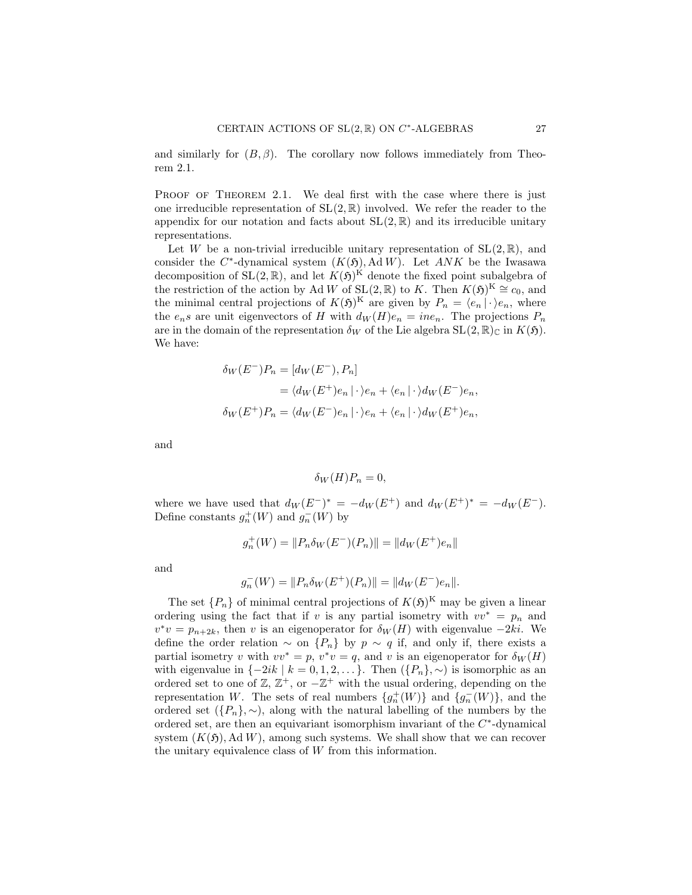and similarly for $(B, \beta)$. The corollary now follows immediately from Theorem 2.1.

Proof of Theorem 2.1. We deal first with the case where there is just one irreducible representation of $\mathrm{SL}(2,\mathbb{R})$ involved. We refer the reader to the appendix for our notation and facts about $\mathrm{SL}(2,\mathbb{R})$ and its irreducible unitary representations.

Let $W$ be a non-trivial irreducible unitary representation of $\mathrm{SL}(2,\mathbb{R})$, and consider the $C^*$-dynamical system $(K(\mathfrak{H}), \mathrm{Ad}\, W)$. Let $ANK$ be the Iwasawa decomposition of $\mathrm{SL}(2,\mathbb{R})$, and let $K(\mathfrak{H})^{\mathrm{K}}$ denote the fixed point subalgebra of the restriction of the action by $\mathrm{Ad}\, W$ of $\mathrm{SL}(2,\mathbb{R})$ to $K$. Then $K(\mathfrak{H})^{\mathrm{K}} \cong c_0$, and the minimal central projections of $K(\mathfrak{H})^{\mathrm{K}}$ are given by $P_n = \langle e_n \,|\, \cdot \rangle e_n$, where the $e_n$s are unit eigenvectors of $H$ with $d_W(H)e_n = ine_n$. The projections $P_n$ are in the domain of the representation $\delta_W$ of the Lie algebra $\mathrm{SL}(2,\mathbb{R})_{\mathbb{C}}$ in $K(\mathfrak{H})$. We have:

$$
\begin{aligned}
\delta_W(E^-)P_n &= [d_W(E^-), P_n] \\
&= \langle d_W(E^+)e_n \,|\, \cdot \rangle e_n + \langle e_n \,|\, \cdot \rangle d_W(E^-)e_n, \\
\delta_W(E^+)P_n &= \langle d_W(E^-)e_n \,|\, \cdot \rangle e_n + \langle e_n \,|\, \cdot \rangle d_W(E^+)e_n,
\end{aligned}
$$

and

$$
\delta_W(H)P_n = 0,
$$

where we have used that $d_W(E^-)^* = -d_W(E^+)$ and $d_W(E^+)^* = -d_W(E^-)$. Define constants $g_n^+(W)$ and $g_n^-(W)$ by

$$
g_n^+(W) = \|P_n \delta_W(E^-)(P_n)\| = \|d_W(E^+)e_n\|
$$

and

$$
g_n^-(W) = \|P_n \delta_W(E^+)(P_n)\| = \|d_W(E^-)e_n\|.
$$

The set $\{P_n\}$ of minimal central projections of $K(\mathfrak{H})^{\mathrm{K}}$ may be given a linear ordering using the fact that if $v$ is any partial isometry with $vv^* = p_n$ and $v^*v = p_{n+2k}$, then $v$ is an eigenoperator for $\delta_W(H)$ with eigenvalue $-2ki$. We define the order relation $\sim$ on $\{P_n\}$ by $p \sim q$ if, and only if, there exists a partial isometry $v$ with $vv^* = p$, $v^*v = q$, and $v$ is an eigenoperator for $\delta_W(H)$ with eigenvalue in $\{-2ik \mid k = 0, 1, 2, \dots\}$. Then $(\{P_n\}, \sim)$ is isomorphic as an ordered set to one of $\mathbb{Z}$, $\mathbb{Z}^+$, or $-\mathbb{Z}^+$ with the usual ordering, depending on the representation $W$. The sets of real numbers $\{g_n^+(W)\}$ and $\{g_n^-(W)\}$, and the ordered set $(\{P_n\}, \sim)$, along with the natural labelling of the numbers by the ordered set, are then an equivariant isomorphism invariant of the $C^*$-dynamical system $(K(\mathfrak{H}), \mathrm{Ad}\, W)$, among such systems. We shall show that we can recover the unitary equivalence class of $W$ from this information.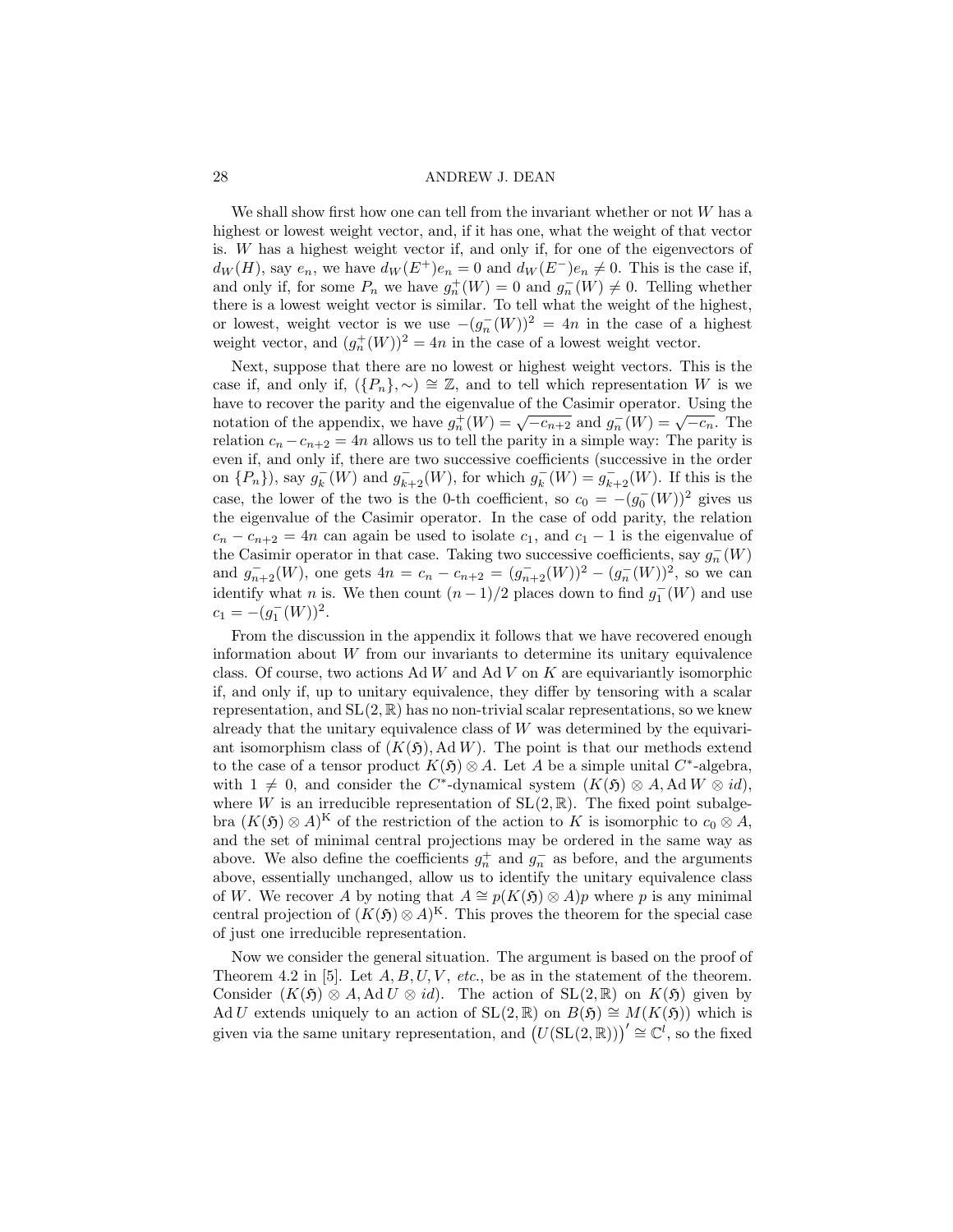We shall show first how one can tell from the invariant whether or not $W$ has a highest or lowest weight vector, and, if it has one, what the weight of that vector is. $W$ has a highest weight vector if, and only if, for one of the eigenvectors of $d_W(H)$, say $e_n$, we have $d_W(E^+)e_n = 0$ and $d_W(E^-)e_n \neq 0$. This is the case if, and only if, for some $P_n$ we have $g_n^+(W) = 0$ and $g_n^-(W) \neq 0$. Telling whether there is a lowest weight vector is similar. To tell what the weight of the highest, or lowest, weight vector is we use $-(g_n^-(W))^2 = 4n$ in the case of a highest weight vector, and $(g_n^+(W))^2 = 4n$ in the case of a lowest weight vector.

Next, suppose that there are no lowest or highest weight vectors. This is the case if, and only if, $(\{P_n\}, \sim) \cong \mathbb{Z}$, and to tell which representation $W$ is we have to recover the parity and the eigenvalue of the Casimir operator. Using the notation of the appendix, we have $g_n^+(W) = \sqrt{-c_{n+2}}$ and $g_n^-(W) = \sqrt{-c_n}$. The relation $c_n - c_{n+2} = 4n$ allows us to tell the parity in a simple way: The parity is even if, and only if, there are two successive coefficients (successive in the order on $\{P_n\}$), say $g_k^-(W)$ and $g_{k+2}^-(W)$, for which $g_k^-(W) = g_{k+2}^-(W)$. If this is the case, the lower of the two is the 0-th coefficient, so $c_0 = -(g_0^-(W))^2$ gives us the eigenvalue of the Casimir operator. In the case of odd parity, the relation $c_n - c_{n+2} = 4n$ can again be used to isolate $c_1$, and $c_1 - 1$ is the eigenvalue of the Casimir operator in that case. Taking two successive coefficients, say $g_n^-(W)$ and $g_{n+2}^-(W)$, one gets $4n = c_n - c_{n+2} = (g_{n+2}^-(W))^2 - (g_n^-(W))^2$, so we can identify what $n$ is. We then count $(n-1)/2$ places down to find $g_1^-(W)$ and use $c_1 = -(g_1^-(W))^2$.

From the discussion in the appendix it follows that we have recovered enough information about $W$ from our invariants to determine its unitary equivalence class. Of course, two actions $\operatorname{Ad} W$ and $\operatorname{Ad} V$ on $K$ are equivariantly isomorphic if, and only if, up to unitary equivalence, they differ by tensoring with a scalar representation, and $\mathrm{SL}(2,\mathbb{R})$ has no non-trivial scalar representations, so we knew already that the unitary equivalence class of $W$ was determined by the equivariant isomorphism class of $(K(\mathfrak{H}), \operatorname{Ad} W)$. The point is that our methods extend to the case of a tensor product $K(\mathfrak{H}) \otimes A$. Let $A$ be a simple unital $C^*$-algebra, with $1 \neq 0$, and consider the $C^*$-dynamical system $(K(\mathfrak{H}) \otimes A, \operatorname{Ad} W \otimes id)$, where $W$ is an irreducible representation of $\mathrm{SL}(2,\mathbb{R})$. The fixed point subalgebra $(K(\mathfrak{H}) \otimes A)^{\mathrm{K}}$ of the restriction of the action to $K$ is isomorphic to $c_0 \otimes A$, and the set of minimal central projections may be ordered in the same way as above. We also define the coefficients $g_n^+$ and $g_n^-$ as before, and the arguments above, essentially unchanged, allow us to identify the unitary equivalence class of $W$. We recover $A$ by noting that $A \cong p(K(\mathfrak{H}) \otimes A)p$ where $p$ is any minimal central projection of $(K(\mathfrak{H}) \otimes A)^{\mathrm{K}}$. This proves the theorem for the special case of just one irreducible representation.

Now we consider the general situation. The argument is based on the proof of Theorem 4.2 in [5]. Let $A, B, U, V$, *etc.*, be as in the statement of the theorem. Consider $(K(\mathfrak{H}) \otimes A, \operatorname{Ad} U \otimes id)$. The action of $\mathrm{SL}(2,\mathbb{R})$ on $K(\mathfrak{H})$ given by $\operatorname{Ad} U$ extends uniquely to an action of $\mathrm{SL}(2,\mathbb{R})$ on $B(\mathfrak{H}) \cong M(K(\mathfrak{H}))$ which is given via the same unitary representation, and $\big(U(\mathrm{SL}(2,\mathbb{R}))\big)' \cong \mathbb{C}^l$, so the fixed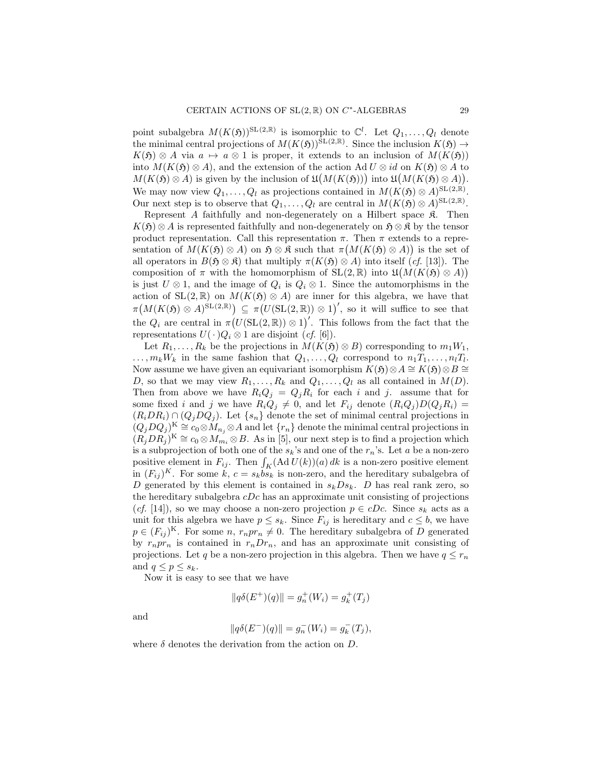point subalgebra $M(K(\mathfrak{H}))^{\mathrm{SL}(2,\mathbb{R})}$ is isomorphic to $\mathbb{C}^l$. Let $Q_1, \ldots, Q_l$ denote the minimal central projections of $M(K(\mathfrak{H}))^{\mathrm{SL}(2,\mathbb{R})}$. Since the inclusion $K(\mathfrak{H}) \to K(\mathfrak{H}) \otimes A$ via $a \mapsto a \otimes 1$ is proper, it extends to an inclusion of $M(K(\mathfrak{H}))$ into $M(K(\mathfrak{H}) \otimes A)$, and the extension of the action $\operatorname{Ad} U \otimes id$ on $K(\mathfrak{H}) \otimes A$ to $M(K(\mathfrak{H}) \otimes A)$ is given by the inclusion of $\mathfrak{U}\big(M(K(\mathfrak{H}))\big)$ into $\mathfrak{U}\big(M(K(\mathfrak{H}) \otimes A)\big)$. We may now view $Q_1, \ldots, Q_l$ as projections contained in $M(K(\mathfrak{H}) \otimes A)^{\mathrm{SL}(2,\mathbb{R})}$. Our next step is to observe that $Q_1, \ldots, Q_l$ are central in $M(K(\mathfrak{H}) \otimes A)^{\mathrm{SL}(2,\mathbb{R})}$.

Represent $A$ faithfully and non-degenerately on a Hilbert space $\mathfrak{K}$. Then $K(\mathfrak{H}) \otimes A$ is represented faithfully and non-degenerately on $\mathfrak{H} \otimes \mathfrak{K}$ by the tensor product representation. Call this representation $\pi$. Then $\pi$ extends to a representation of $M(K(\mathfrak{H}) \otimes A)$ on $\mathfrak{H} \otimes \mathfrak{K}$ such that $\pi\big(M(K(\mathfrak{H}) \otimes A)\big)$ is the set of all operators in $B(\mathfrak{H} \otimes \mathfrak{K})$ that multiply $\pi(K(\mathfrak{H}) \otimes A)$ into itself (*cf.* [13]). The composition of $\pi$ with the homomorphism of $\mathrm{SL}(2,\mathbb{R})$ into $\mathfrak{U}\big(M(K(\mathfrak{H}) \otimes A)\big)$ is just $U \otimes 1$, and the image of $Q_i$ is $Q_i \otimes 1$. Since the automorphisms in the action of $\mathrm{SL}(2,\mathbb{R})$ on $M(K(\mathfrak{H}) \otimes A)$ are inner for this algebra, we have that $\pi\big(M(K(\mathfrak{H}) \otimes A)^{\mathrm{SL}(2,\mathbb{R})}\big) \subseteq \pi\big(U(\mathrm{SL}(2,\mathbb{R})) \otimes 1\big)'$, so it will suffice to see that the $Q_i$ are central in $\pi\big(U(\mathrm{SL}(2,\mathbb{R})) \otimes 1\big)'$. This follows from the fact that the representations $U(\,\cdot\,)Q_i \otimes 1$ are disjoint (*cf.* [6]).

Let $R_1, \ldots, R_k$ be the projections in $M(K(\mathfrak{H}) \otimes B)$ corresponding to $m_1 W_1$, $\ldots, m_k W_k$ in the same fashion that $Q_1, \ldots, Q_l$ correspond to $n_1 T_1, \ldots, n_l T_l$. Now assume we have given an equivariant isomorphism $K(\mathfrak{H}) \otimes A \cong K(\mathfrak{H}) \otimes B \cong D$, so that we may view $R_1, \ldots, R_k$ and $Q_1, \ldots, Q_l$ as all contained in $M(D)$. Then from above we have $R_i Q_j = Q_j R_i$ for each $i$ and $j$. assume that for some fixed $i$ and $j$ we have $R_i Q_j \neq 0$, and let $F_{ij}$ denote $(R_i Q_j) D (Q_j R_i) = (R_i D R_i) \cap (Q_j D Q_j)$. Let $\{s_n\}$ denote the set of minimal central projections in $(Q_j D Q_j)^{\mathrm{K}} \cong c_0 \otimes M_{n_j} \otimes A$ and let $\{r_n\}$ denote the minimal central projections in $(R_j D R_j)^{\mathrm{K}} \cong c_0 \otimes M_{m_i} \otimes B$. As in [5], our next step is to find a projection which is a subprojection of both one of the $s_k$'s and one of the $r_n$'s. Let $a$ be a non-zero positive element in $F_{ij}$. Then $\int_K (\operatorname{Ad} U(k))(a)\, dk$ is a non-zero positive element in $(F_{ij})^K$. For some $k$, $c = s_k b s_k$ is non-zero, and the hereditary subalgebra of $D$ generated by this element is contained in $s_k D s_k$. $D$ has real rank zero, so the hereditary subalgebra $cDc$ has an approximate unit consisting of projections (*cf.* [14]), so we may choose a non-zero projection $p \in cDc$. Since $s_k$ acts as a unit for this algebra we have $p \leq s_k$. Since $F_{ij}$ is hereditary and $c \leq b$, we have $p \in (F_{ij})^{\mathrm{K}}$. For some $n$, $r_n p r_n \neq 0$. The hereditary subalgebra of $D$ generated by $r_n p r_n$ is contained in $r_n D r_n$, and has an approximate unit consisting of projections. Let $q$ be a non-zero projection in this algebra. Then we have $q \leq r_n$ and $q \leq p \leq s_k$.

Now it is easy to see that we have

$$\|q\delta(E^+)(q)\| = g_n^+(W_i) = g_k^+(T_j)$$

and

$$\|q\delta(E^-)(q)\| = g_n^-(W_i) = g_k^-(T_j),$$

where $\delta$ denotes the derivation from the action on $D$.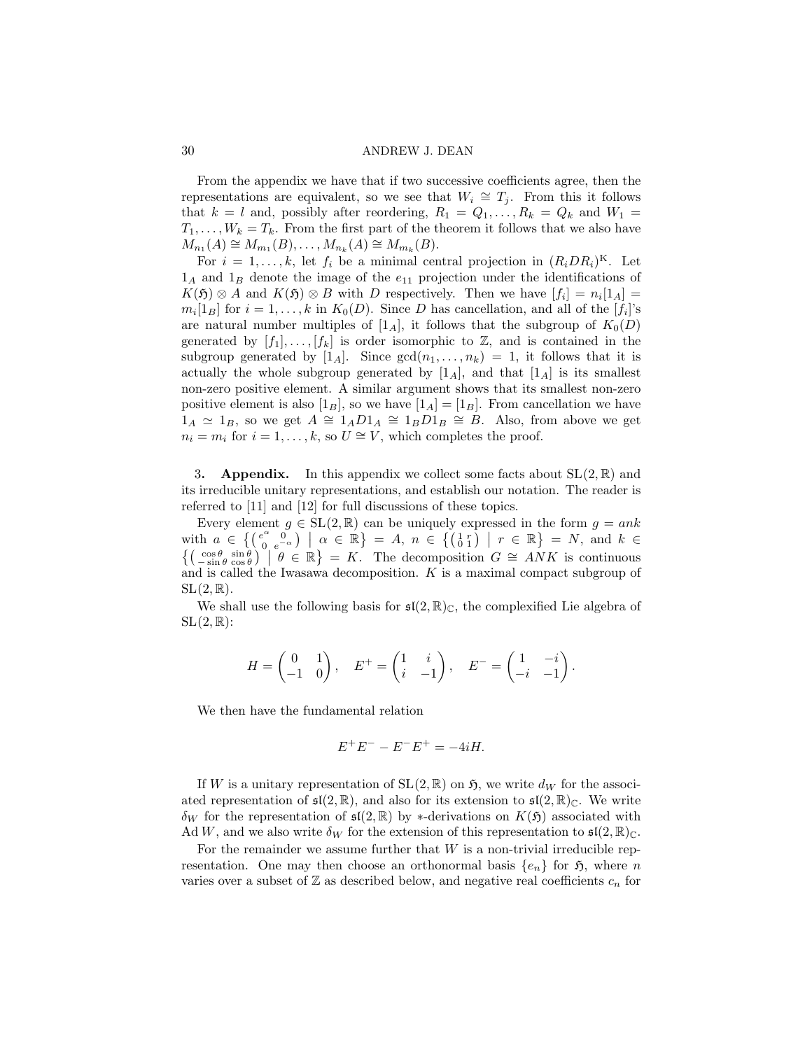From the appendix we have that if two successive coefficients agree, then the representations are equivalent, so we see that $W_i \cong T_j$. From this it follows that $k = l$ and, possibly after reordering, $R_1 = Q_1, \dots, R_k = Q_k$ and $W_1 = T_1, \dots, W_k = T_k$. From the first part of the theorem it follows that we also have $M_{n_1}(A) \cong M_{m_1}(B), \dots, M_{n_k}(A) \cong M_{m_k}(B)$.

For $i = 1, \dots, k$, let $f_i$ be a minimal central projection in $(R_i D R_i)^{\mathrm{K}}$. Let $1_A$ and $1_B$ denote the image of the $e_{11}$ projection under the identifications of $K(\mathfrak{H}) \otimes A$ and $K(\mathfrak{H}) \otimes B$ with $D$ respectively. Then we have $[f_i] = n_i[1_A] = m_i[1_B]$ for $i = 1, \dots, k$ in $K_0(D)$. Since $D$ has cancellation, and all of the $[f_i]$'s are natural number multiples of $[1_A]$, it follows that the subgroup of $K_0(D)$ generated by $[f_1], \dots, [f_k]$ is order isomorphic to $\mathbb{Z}$, and is contained in the subgroup generated by $[1_A]$. Since $\gcd(n_1, \dots, n_k) = 1$, it follows that it is actually the whole subgroup generated by $[1_A]$, and that $[1_A]$ is its smallest non-zero positive element. A similar argument shows that its smallest non-zero positive element is also $[1_B]$, so we have $[1_A] = [1_B]$. From cancellation we have $1_A \simeq 1_B$, so we get $A \cong 1_A D 1_A \cong 1_B D 1_B \cong B$. Also, from above we get $n_i = m_i$ for $i = 1, \dots, k$, so $U \cong V$, which completes the proof.

## 3. Appendix.

In this appendix we collect some facts about $\mathrm{SL}(2, \mathbb{R})$ and its irreducible unitary representations, and establish our notation. The reader is referred to [11] and [12] for full discussions of these topics.

Every element $g \in \mathrm{SL}(2, \mathbb{R})$ can be uniquely expressed in the form $g = ank$ with $a \in \left\{ \left(\begin{smallmatrix} e^{\alpha} & 0 \\ 0 & e^{-\alpha} \end{smallmatrix}\right) \mid \alpha \in \mathbb{R} \right\} = A$, $n \in \left\{ \left(\begin{smallmatrix} 1 & r \\ 0 & 1 \end{smallmatrix}\right) \mid r \in \mathbb{R} \right\} = N$, and $k \in \left\{ \left(\begin{smallmatrix} \cos\theta & \sin\theta \\ -\sin\theta & \cos\theta \end{smallmatrix}\right) \mid \theta \in \mathbb{R} \right\} = K$. The decomposition $G \cong ANK$ is continuous and is called the Iwasawa decomposition. $K$ is a maximal compact subgroup of $\mathrm{SL}(2, \mathbb{R})$.

We shall use the following basis for $\mathfrak{sl}(2, \mathbb{R})_{\mathbb{C}}$, the complexified Lie algebra of $\mathrm{SL}(2, \mathbb{R})$:

$$H = \begin{pmatrix} 0 & 1 \\ -1 & 0 \end{pmatrix}, \quad E^+ = \begin{pmatrix} 1 & i \\ i & -1 \end{pmatrix}, \quad E^- = \begin{pmatrix} 1 & -i \\ -i & -1 \end{pmatrix}.$$

We then have the fundamental relation

$$E^+E^- - E^-E^+ = -4iH.$$

If $W$ is a unitary representation of $\mathrm{SL}(2, \mathbb{R})$ on $\mathfrak{H}$, we write $d_W$ for the associated representation of $\mathfrak{sl}(2, \mathbb{R})$, and also for its extension to $\mathfrak{sl}(2, \mathbb{R})_{\mathbb{C}}$. We write $\delta_W$ for the representation of $\mathfrak{sl}(2, \mathbb{R})$ by $*$-derivations on $K(\mathfrak{H})$ associated with $\mathrm{Ad}\, W$, and we also write $\delta_W$ for the extension of this representation to $\mathfrak{sl}(2, \mathbb{R})_{\mathbb{C}}$.

For the remainder we assume further that $W$ is a non-trivial irreducible representation. One may then choose an orthonormal basis $\{e_n\}$ for $\mathfrak{H}$, where $n$ varies over a subset of $\mathbb{Z}$ as described below, and negative real coefficients $c_n$ for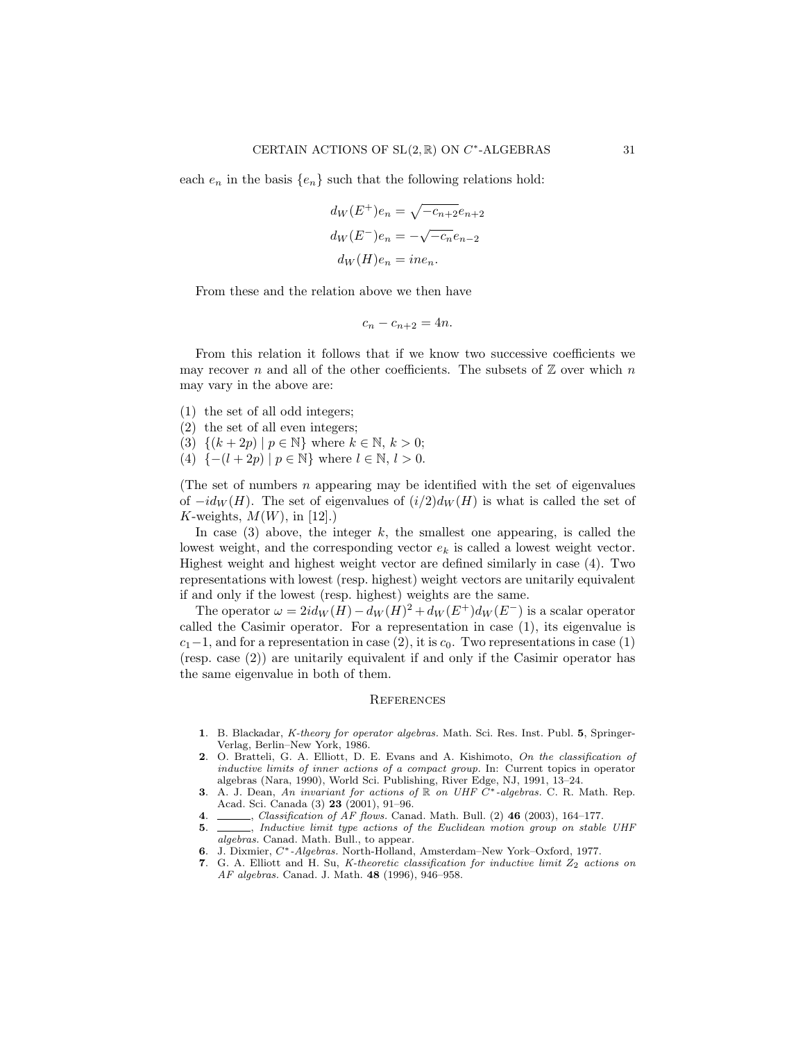each $e_n$ in the basis $\{e_n\}$ such that the following relations hold:

$$d_W(E^+)e_n = \sqrt{-c_{n+2}}e_{n+2}$$
$$d_W(E^-)e_n = -\sqrt{-c_n}e_{n-2}$$
$$d_W(H)e_n = ine_n.$$

From these and the relation above we then have

$$c_n - c_{n+2} = 4n.$$

From this relation it follows that if we know two successive coefficients we may recover $n$ and all of the other coefficients. The subsets of $\mathbb{Z}$ over which $n$ may vary in the above are:

(1) the set of all odd integers;
(2) the set of all even integers;
(3) $\{(k + 2p) \mid p \in \mathbb{N}\}$ where $k \in \mathbb{N}$, $k > 0$;
(4) $\{-(l + 2p) \mid p \in \mathbb{N}\}$ where $l \in \mathbb{N}$, $l > 0$.

(The set of numbers $n$ appearing may be identified with the set of eigenvalues of $-id_W(H)$. The set of eigenvalues of $(i/2)d_W(H)$ is what is called the set of $K$-weights, $M(W)$, in [12].)

In case (3) above, the integer $k$, the smallest one appearing, is called the lowest weight, and the corresponding vector $e_k$ is called a lowest weight vector. Highest weight and highest weight vector are defined similarly in case (4). Two representations with lowest (resp. highest) weight vectors are unitarily equivalent if and only if the lowest (resp. highest) weights are the same.

The operator $\omega = 2id_W(H) - d_W(H)^2 + d_W(E^+)d_W(E^-)$ is a scalar operator called the Casimir operator. For a representation in case (1), its eigenvalue is $c_1 - 1$, and for a representation in case (2), it is $c_0$. Two representations in case (1) (resp. case (2)) are unitarily equivalent if and only if the Casimir operator has the same eigenvalue in both of them.

## References

**1**. B. Blackadar, *K-theory for operator algebras.* Math. Sci. Res. Inst. Publ. **5**, Springer-Verlag, Berlin–New York, 1986.

**2**. O. Bratteli, G. A. Elliott, D. E. Evans and A. Kishimoto, *On the classification of inductive limits of inner actions of a compact group.* In: Current topics in operator algebras (Nara, 1990), World Sci. Publishing, River Edge, NJ, 1991, 13–24.

**3**. A. J. Dean, *An invariant for actions of $\mathbb{R}$ on UHF $C^*$-algebras.* C. R. Math. Rep. Acad. Sci. Canada (3) **23** (2001), 91–96.

**4**. ______, *Classification of AF flows.* Canad. Math. Bull. (2) **46** (2003), 164–177.

**5**. ______, *Inductive limit type actions of the Euclidean motion group on stable UHF algebras.* Canad. Math. Bull., to appear.

**6**. J. Dixmier, *$C^*$-Algebras.* North-Holland, Amsterdam–New York–Oxford, 1977.

**7**. G. A. Elliott and H. Su, *K-theoretic classification for inductive limit $Z_2$ actions on AF algebras.* Canad. J. Math. **48** (1996), 946–958.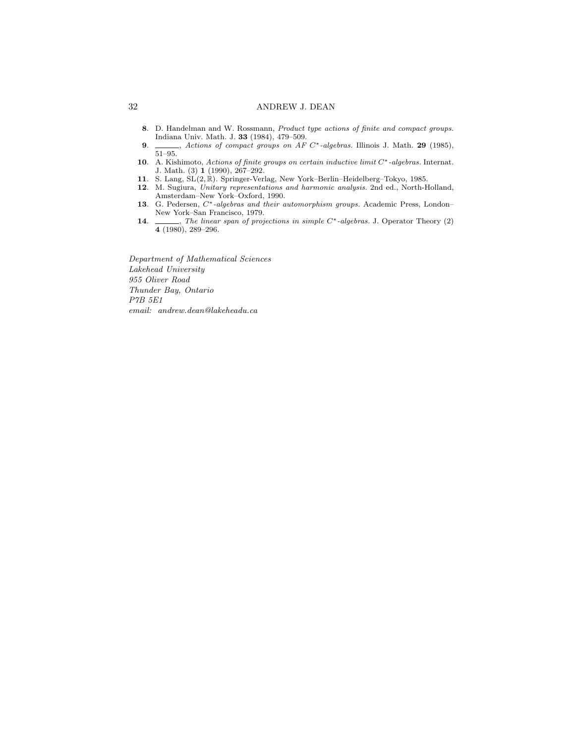**8**. D. Handelman and W. Rossmann, *Product type actions of finite and compact groups.* Indiana Univ. Math. J. **33** (1984), 479–509.

**9**. ______, *Actions of compact groups on AF $C^*$-algebras.* Illinois J. Math. **29** (1985), 51–95.

**10**. A. Kishimoto, *Actions of finite groups on certain inductive limit $C^*$-algebras.* Internat. J. Math. (3) **1** (1990), 267–292.

**11**. S. Lang, $\mathrm{SL}(2, \mathbb{R})$. Springer-Verlag, New York–Berlin–Heidelberg–Tokyo, 1985.

**12**. M. Sugiura, *Unitary representations and harmonic analysis.* 2nd ed., North-Holland, Amsterdam–New York–Oxford, 1990.

**13**. G. Pedersen, *$C^*$-algebras and their automorphism groups.* Academic Press, London–New York–San Francisco, 1979.

**14**. ______, *The linear span of projections in simple $C^*$-algebras.* J. Operator Theory (2) **4** (1980), 289–296.

*Department of Mathematical Sciences*
*Lakehead University*
*955 Oliver Road*
*Thunder Bay, Ontario*
*P7B 5E1*
*email: andrew.dean@lakeheadu.ca*